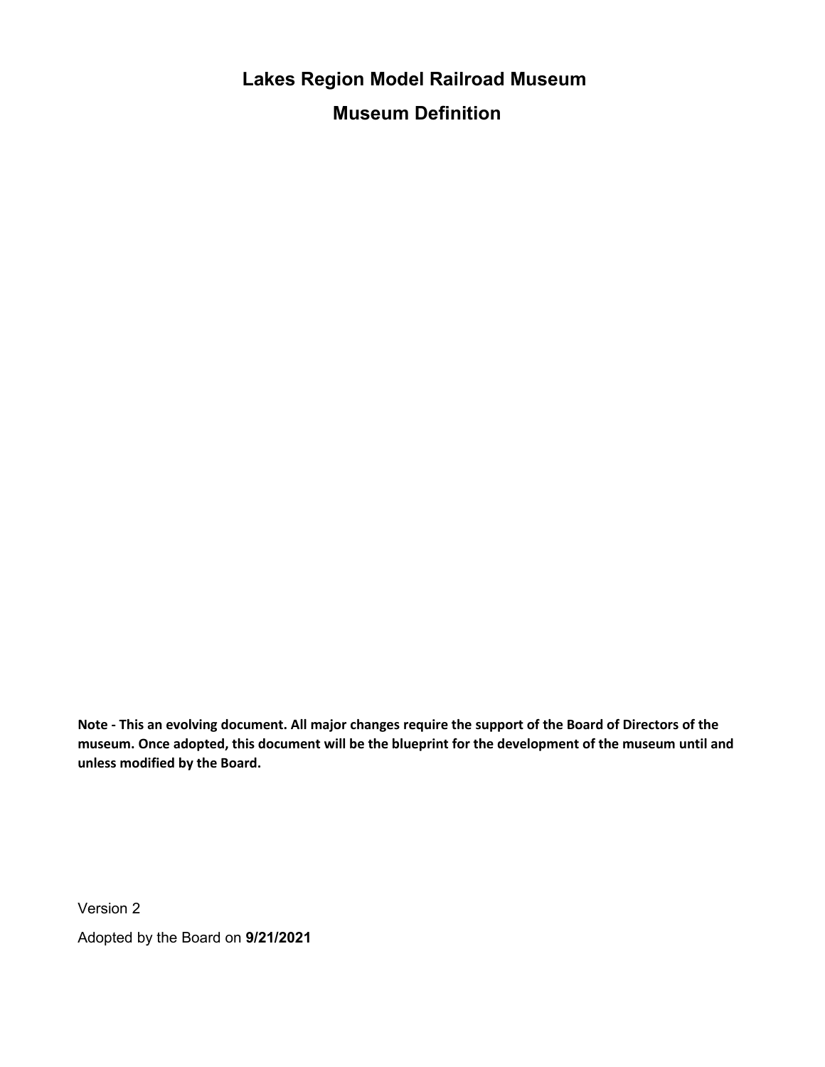# Lakes Region Model Railroad Museum

## Museum Definition

**Note - This an evolving document. All major changes require the support of the Board of Directors of the museum. Once adopted, this document will be the blueprint for the development of the museum until and unless modified by the Board.**

Version 2

Adopted by the Board on **9/21/2021**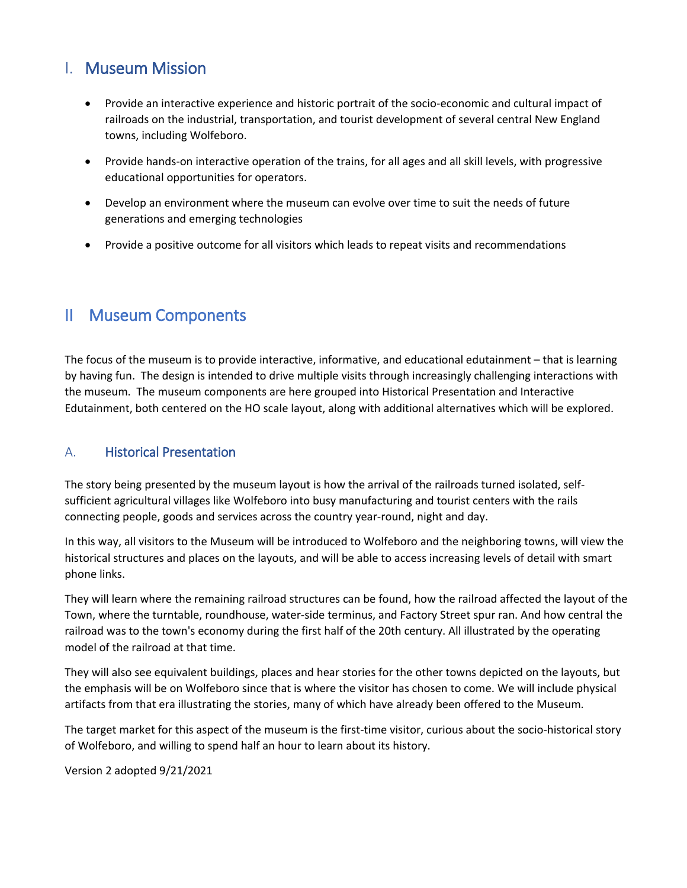## I. Museum Mission

- Provide an interactive experience and historic portrait of the socio-economic and cultural impact of railroads on the industrial, transportation, and tourist development of several central New England towns, including Wolfeboro.
- Provide hands-on interactive operation of the trains, for all ages and all skill levels, with progressive educational opportunities for operators.
- Develop an environment where the museum can evolve over time to suit the needs of future generations and emerging technologies
- Provide a positive outcome for all visitors which leads to repeat visits and recommendations

## II Museum Components

The focus of the museum is to provide interactive, informative, and educational edutainment – that is learning by having fun. The design is intended to drive multiple visits through increasingly challenging interactions with the museum. The museum components are here grouped into Historical Presentation and Interactive Edutainment, both centered on the HO scale layout, along with additional alternatives which will be explored.

### A. Historical Presentation

The story being presented by the museum layout is how the arrival of the railroads turned isolated, self-sufficient agricultural villages like Wolfeboro into busy manufacturing and tourist centers with the rails connecting people, goods and services across the country year-round, night and day.

In this way, all visitors to the Museum will be introduced to Wolfeboro and the neighboring towns, will view the historical structures and places on the layouts, and will be able to access increasing levels of detail with smart phone links.

They will learn where the remaining railroad structures can be found, how the railroad affected the layout of the Town, where the turntable, roundhouse, water-side terminus, and Factory Street spur ran. And how central the railroad was to the town's economy during the first half of the 20th century. All illustrated by the operating model of the railroad at that time.

They will also see equivalent buildings, places and hear stories for the other towns depicted on the layouts, but the emphasis will be on Wolfeboro since that is where the visitor has chosen to come. We will include physical artifacts from that era illustrating the stories, many of which have already been offered to the Museum.

The target market for this aspect of the museum is the first-time visitor, curious about the socio-historical story of Wolfeboro, and willing to spend half an hour to learn about its history.

Version 2 adopted 9/21/2021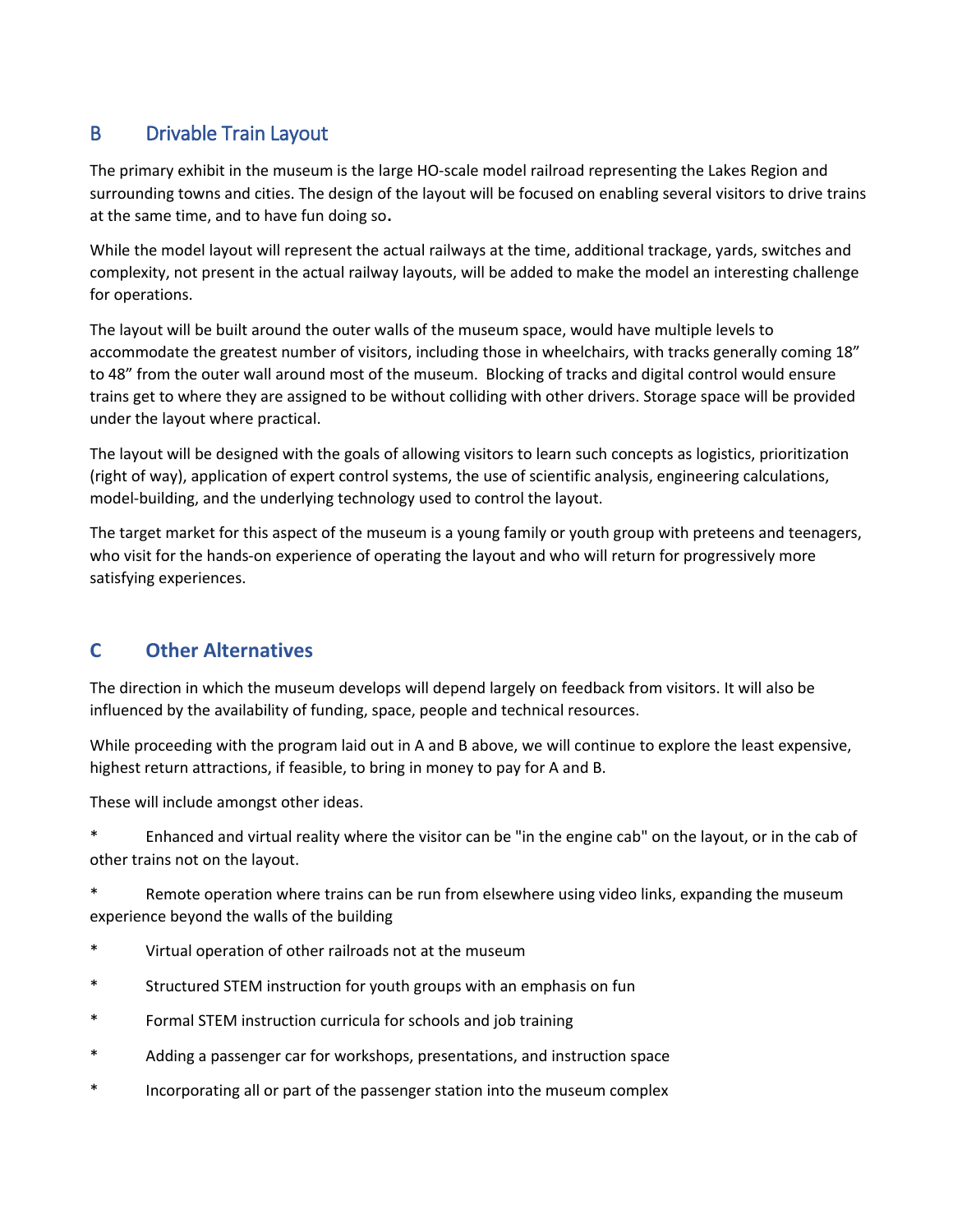## B Drivable Train Layout

The primary exhibit in the museum is the large HO-scale model railroad representing the Lakes Region and surrounding towns and cities. The design of the layout will be focused on enabling several visitors to drive trains at the same time, and to have fun doing so**.**

While the model layout will represent the actual railways at the time, additional trackage, yards, switches and complexity, not present in the actual railway layouts, will be added to make the model an interesting challenge for operations.

The layout will be built around the outer walls of the museum space, would have multiple levels to accommodate the greatest number of visitors, including those in wheelchairs, with tracks generally coming 18" to 48" from the outer wall around most of the museum. Blocking of tracks and digital control would ensure trains get to where they are assigned to be without colliding with other drivers. Storage space will be provided under the layout where practical.

The layout will be designed with the goals of allowing visitors to learn such concepts as logistics, prioritization (right of way), application of expert control systems, the use of scientific analysis, engineering calculations, model-building, and the underlying technology used to control the layout.

The target market for this aspect of the museum is a young family or youth group with preteens and teenagers, who visit for the hands-on experience of operating the layout and who will return for progressively more satisfying experiences.

## C Other Alternatives

The direction in which the museum develops will depend largely on feedback from visitors. It will also be influenced by the availability of funding, space, people and technical resources.

While proceeding with the program laid out in A and B above, we will continue to explore the least expensive, highest return attractions, if feasible, to bring in money to pay for A and B.

These will include amongst other ideas.

* Enhanced and virtual reality where the visitor can be "in the engine cab" on the layout, or in the cab of other trains not on the layout.
* Remote operation where trains can be run from elsewhere using video links, expanding the museum experience beyond the walls of the building
* Virtual operation of other railroads not at the museum
* Structured STEM instruction for youth groups with an emphasis on fun
* Formal STEM instruction curricula for schools and job training
* Adding a passenger car for workshops, presentations, and instruction space
* Incorporating all or part of the passenger station into the museum complex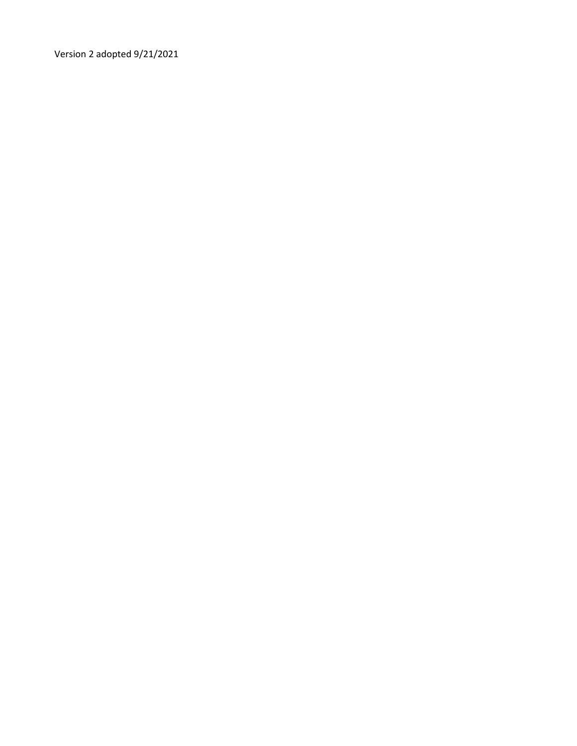Version 2 adopted 9/21/2021